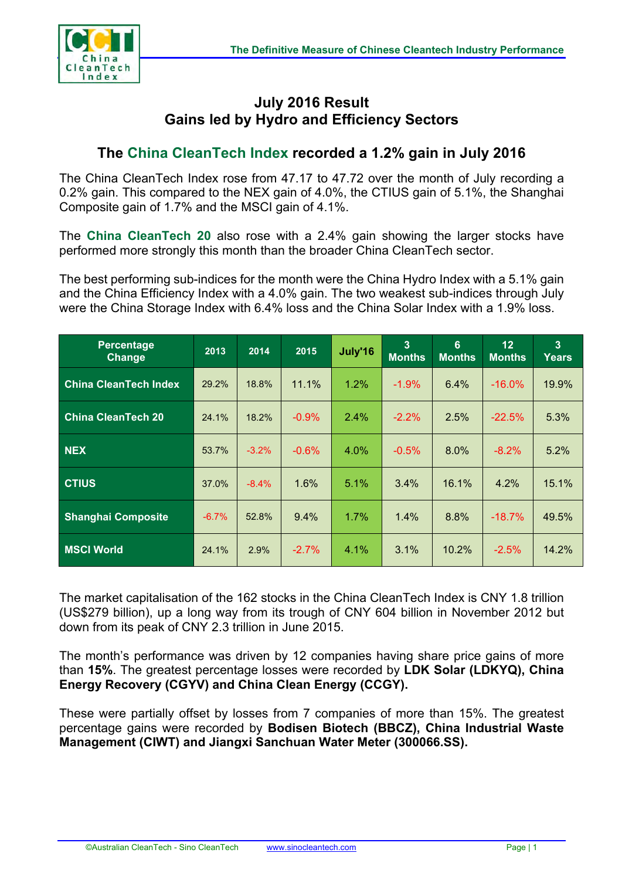# July 2016 Result
## Gains led by Hydro and Efficiency Sectors

## The China CleanTech Index recorded a 1.2% gain in July 2016

The China CleanTech Index rose from 47.17 to 47.72 over the month of July recording a 0.2% gain. This compared to the NEX gain of 4.0%, the CTIUS gain of 5.1%, the Shanghai Composite gain of 1.7% and the MSCI gain of 4.1%.

The **China CleanTech 20** also rose with a 2.4% gain showing the larger stocks have performed more strongly this month than the broader China CleanTech sector.

The best performing sub-indices for the month were the China Hydro Index with a 5.1% gain and the China Efficiency Index with a 4.0% gain. The two weakest sub-indices through July were the China Storage Index with 6.4% loss and the China Solar Index with a 1.9% loss.

| Percentage Change | 2013 | 2014 | 2015 | July'16 | 3 Months | 6 Months | 12 Months | 3 Years |
|---|---|---|---|---|---|---|---|---|
| China CleanTech Index | 29.2% | 18.8% | 11.1% | 1.2% | -1.9% | 6.4% | -16.0% | 19.9% |
| China CleanTech 20 | 24.1% | 18.2% | -0.9% | 2.4% | -2.2% | 2.5% | -22.5% | 5.3% |
| NEX | 53.7% | -3.2% | -0.6% | 4.0% | -0.5% | 8.0% | -8.2% | 5.2% |
| CTIUS | 37.0% | -8.4% | 1.6% | 5.1% | 3.4% | 16.1% | 4.2% | 15.1% |
| Shanghai Composite | -6.7% | 52.8% | 9.4% | 1.7% | 1.4% | 8.8% | -18.7% | 49.5% |
| MSCI World | 24.1% | 2.9% | -2.7% | 4.1% | 3.1% | 10.2% | -2.5% | 14.2% |

The market capitalisation of the 162 stocks in the China CleanTech Index is CNY 1.8 trillion (US$279 billion), up a long way from its trough of CNY 604 billion in November 2012 but down from its peak of CNY 2.3 trillion in June 2015.

The month's performance was driven by 12 companies having share price gains of more than **15%**. The greatest percentage losses were recorded by **LDK Solar (LDKYQ), China Energy Recovery (CGYV) and China Clean Energy (CCGY).**

These were partially offset by losses from 7 companies of more than 15%. The greatest percentage gains were recorded by **Bodisen Biotech (BBCZ), China Industrial Waste Management (CIWT) and Jiangxi Sanchuan Water Meter (300066.SS).**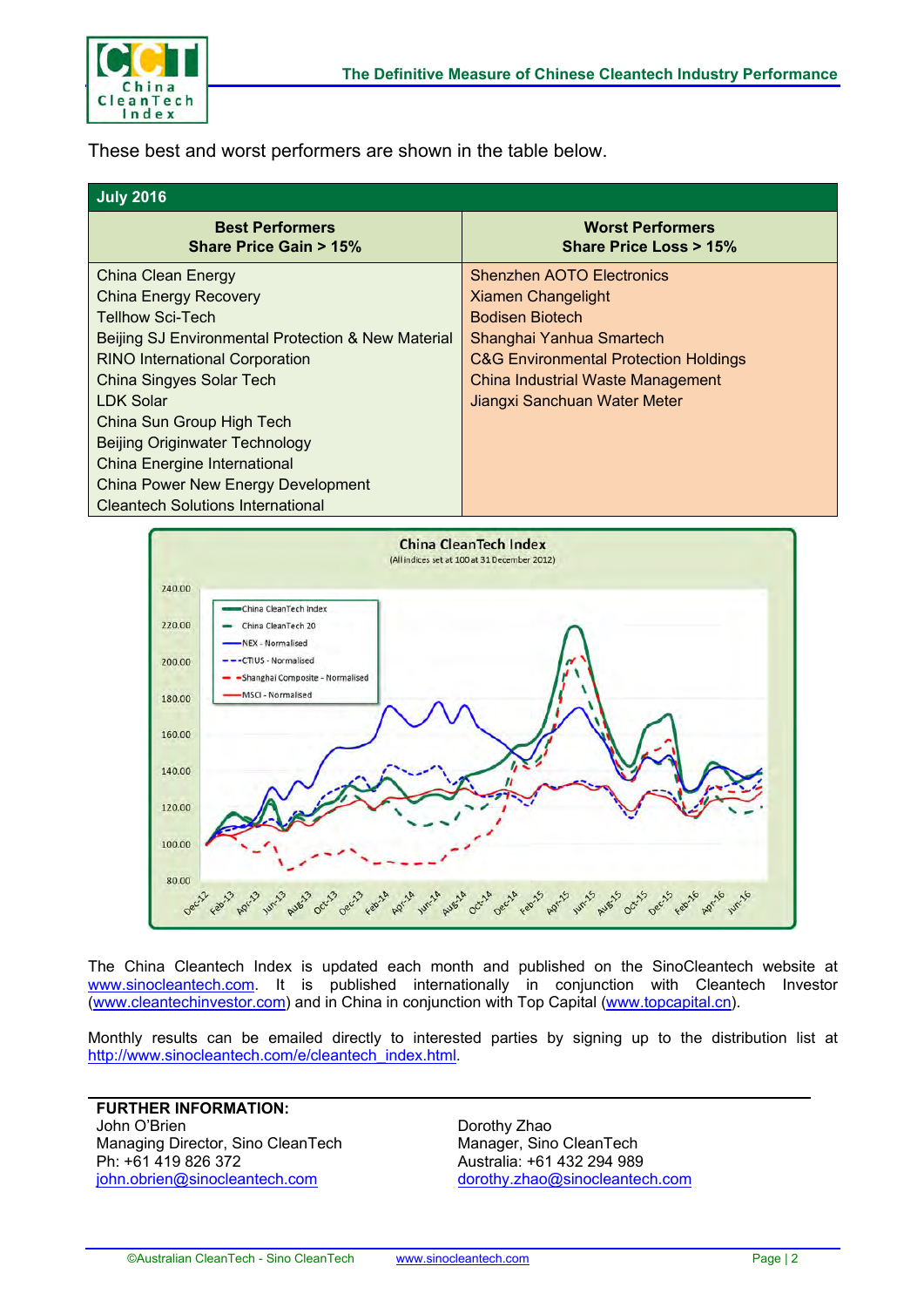These best and worst performers are shown in the table below.

| July 2016 | |
|---|---|
| **Best Performers Share Price Gain > 15%** | **Worst Performers Share Price Loss > 15%** |
| China Clean Energy | Shenzhen AOTO Electronics |
| China Energy Recovery | Xiamen Changelight |
| Tellhow Sci-Tech | Bodisen Biotech |
| Beijing SJ Environmental Protection & New Material | Shanghai Yanhua Smartech |
| RINO International Corporation | C&G Environmental Protection Holdings |
| China Singyes Solar Tech | China Industrial Waste Management |
| LDK Solar | Jiangxi Sanchuan Water Meter |
| China Sun Group High Tech | |
| Beijing Originwater Technology | |
| China Energine International | |
| China Power New Energy Development | |
| Cleantech Solutions International | |

China CleanTech Index
(All indices set at 100 at 31 December 2012)

China CleanTech Index
China CleanTech 20
NEX - Normalised
CTIUS - Normalised
Shanghai Composite - Normalised
MSCI - Normalised

240.00
220.00
200.00
180.00
160.00
140.00
120.00
100.00
80.00

Dec-12 Feb-13 Apr-13 Jun-13 Aug-13 Oct-13 Dec-13 Feb-14 Apr-14 Jun-14 Aug-14 Oct-14 Dec-14 Feb-15 Apr-15 Jun-15 Aug-15 Oct-15 Dec-15 Feb-16 Apr-16 Jun-16

The China Cleantech Index is updated each month and published on the SinoCleantech website at www.sinocleantech.com. It is published internationally in conjunction with Cleantech Investor (www.cleantechinvestor.com) and in China in conjunction with Top Capital (www.topcapital.cn).

Monthly results can be emailed directly to interested parties by signing up to the distribution list at http://www.sinocleantech.com/e/cleantech_index.html.

**FURTHER INFORMATION:**

John O'Brien
Managing Director, Sino CleanTech
Ph: +61 419 826 372
john.obrien@sinocleantech.com

Dorothy Zhao
Manager, Sino CleanTech
Australia: +61 432 294 989
dorothy.zhao@sinocleantech.com